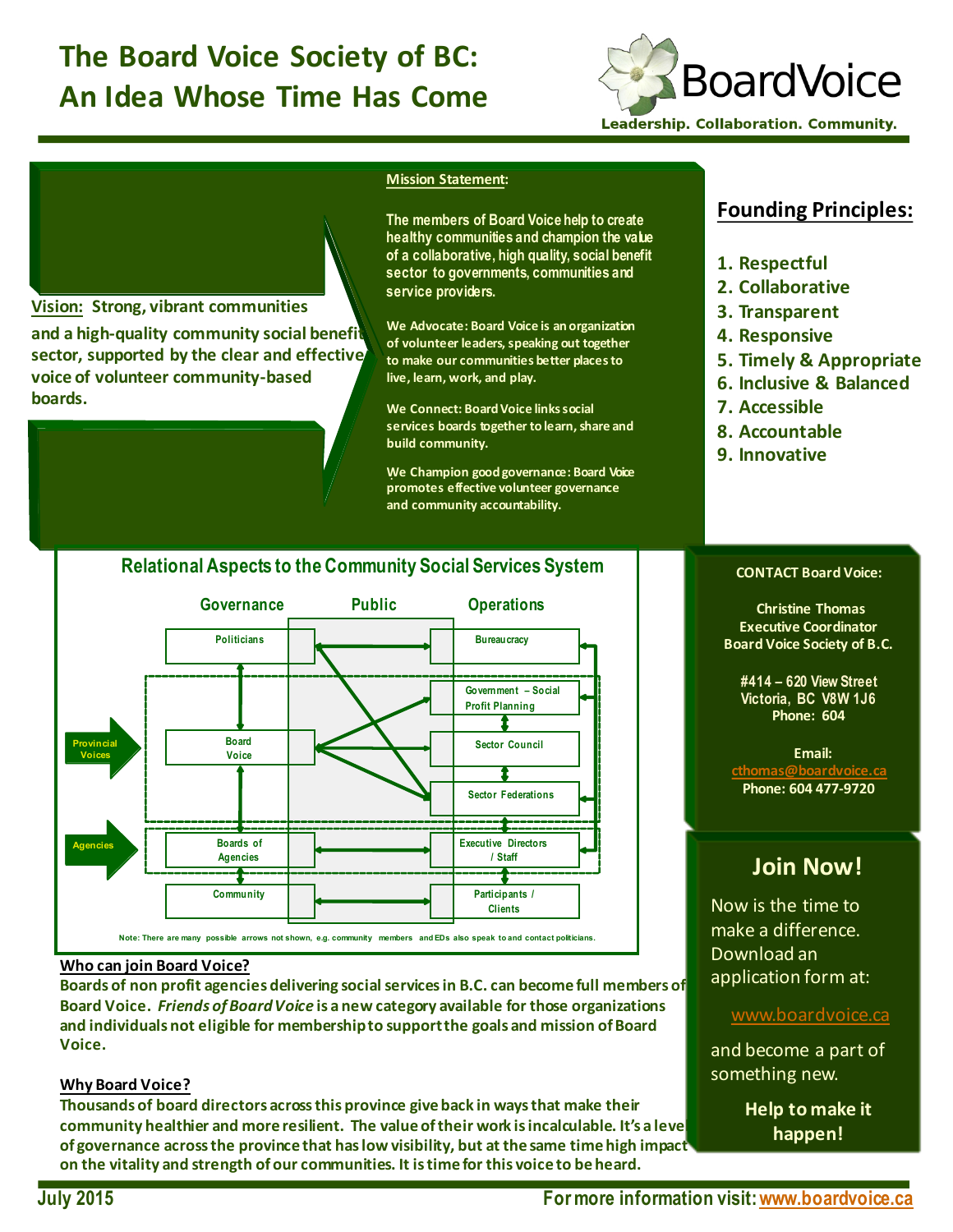# The Board Voice Society of BC: An Idea Whose Time Has Come

BoardVoice

Leadership. Collaboration. Community.

**Vision:** Strong, vibrant communities and a high-quality community social benefit sector, supported by the clear and effective voice of volunteer community-based boards.

**Mission Statement:**

The members of Board Voice help to create healthy communities and champion the value of a collaborative, high quality, social benefit sector to governments, communities and service providers.

We Advocate: Board Voice is an organization of volunteer leaders, speaking out together to make our communities better places to live, learn, work, and play.

We Connect: Board Voice links social services boards together to learn, share and build community.

We Champion good governance: Board Voice promotes effective volunteer governance and community accountability.

## Founding Principles:

1. Respectful
2. Collaborative
3. Transparent
4. Responsive
5. Timely & Appropriate
6. Inclusive & Balanced
7. Accessible
8. Accountable
9. Innovative

### Relational Aspects to the Community Social Services System

| Governance | Public | Operations |
|---|---|---|
| Politicians | | Bureaucracy |
| | | Government – Social Profit Planning |
| Board Voice | | Sector Council |
| | | Sector Federations |
| Boards of Agencies | | Executive Directors / Staff |
| Community | | Participants / Clients |

Provincial Voices

Agencies

Note: There are many possible arrows not shown, e.g. community members and EDs also speak to and contact politicians.

**CONTACT Board Voice:**

Christine Thomas
Executive Coordinator
Board Voice Society of B.C.

#414 – 620 View Street
Victoria, BC V8W 1J6
Phone: 604

Email:
cthomas@boardvoice.ca
Phone: 604 477-9720

**Who can join Board Voice?**

Boards of non profit agencies delivering social services in B.C. can become full members of Board Voice. *Friends of Board Voice* is a new category available for those organizations and individuals not eligible for membership to support the goals and mission of Board Voice.

**Why Board Voice?**

Thousands of board directors across this province give back in ways that make their community healthier and more resilient. The value of their work is incalculable. It's a level of governance across the province that has low visibility, but at the same time high impact on the vitality and strength of our communities. It is time for this voice to be heard.

## Join Now!

Now is the time to make a difference. Download an application form at:

www.boardvoice.ca

and become a part of something new.

**Help to make it happen!**

July 2015

For more information visit: www.boardvoice.ca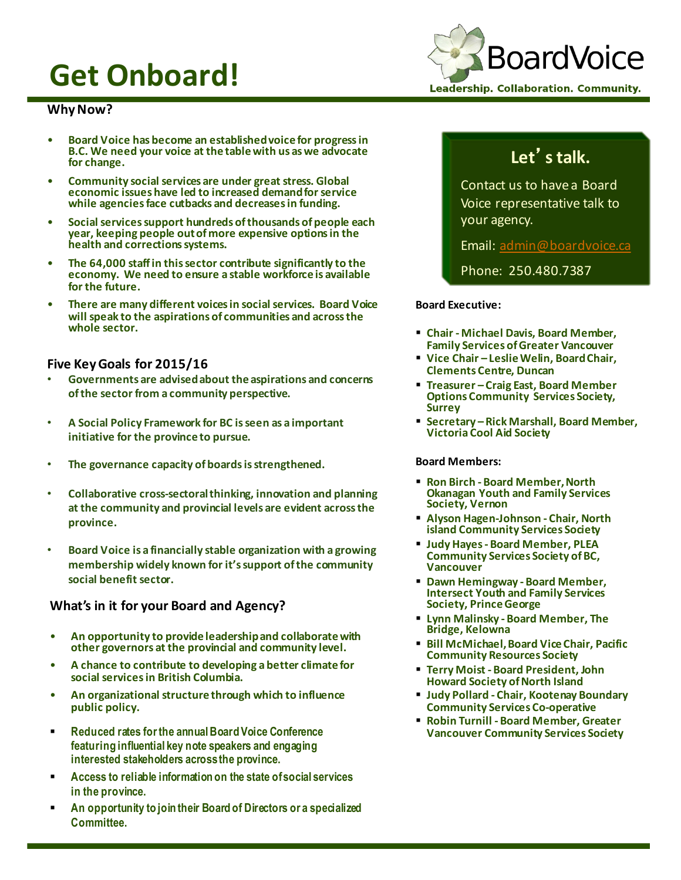# Get Onboard!

BoardVoice

Leadership. Collaboration. Community.

### Why Now?

- Board Voice has become an established voice for progress in B.C. We need your voice at the table with us as we advocate for change.
- Community social services are under great stress. Global economic issues have led to increased demand for service while agencies face cutbacks and decreases in funding.
- Social services support hundreds of thousands of people each year, keeping people out of more expensive options in the health and corrections systems.
- The 64,000 staff in this sector contribute significantly to the economy. We need to ensure a stable workforce is available for the future.
- There are many different voices in social services. Board Voice will speak to the aspirations of communities and across the whole sector.

### Five Key Goals for 2015/16

- Governments are advised about the aspirations and concerns of the sector from a community perspective.
- A Social Policy Framework for BC is seen as a important initiative for the province to pursue.
- The governance capacity of boards is strengthened.
- Collaborative cross-sectoral thinking, innovation and planning at the community and provincial levels are evident across the province.
- Board Voice is a financially stable organization with a growing membership widely known for it's support of the community social benefit sector.

### What's in it for your Board and Agency?

- An opportunity to provide leadership and collaborate with other governors at the provincial and community level.
- A chance to contribute to developing a better climate for social services in British Columbia.
- An organizational structure through which to influence public policy.
- Reduced rates for the annual Board Voice Conference featuring influential key note speakers and engaging interested stakeholders across the province.
- Access to reliable information on the state of social services in the province.
- An opportunity to join their Board of Directors or a specialized Committee.

## Let's talk.

Contact us to have a Board Voice representative talk to your agency.

Email: admin@boardvoice.ca

Phone: 250.480.7387

### Board Executive:

- Chair - Michael Davis, Board Member, Family Services of Greater Vancouver
- Vice Chair – Leslie Welin, Board Chair, Clements Centre, Duncan
- Treasurer – Craig East, Board Member Options Community Services Society, Surrey
- Secretary – Rick Marshall, Board Member, Victoria Cool Aid Society

### Board Members:

- Ron Birch - Board Member, North Okanagan Youth and Family Services Society, Vernon
- Alyson Hagen-Johnson - Chair, North island Community Services Society
- Judy Hayes - Board Member, PLEA Community Services Society of BC, Vancouver
- Dawn Hemingway - Board Member, Intersect Youth and Family Services Society, Prince George
- Lynn Malinsky - Board Member, The Bridge, Kelowna
- Bill McMichael, Board Vice Chair, Pacific Community Resources Society
- Terry Moist - Board President, John Howard Society of North Island
- Judy Pollard - Chair, Kootenay Boundary Community Services Co-operative
- Robin Turnill - Board Member, Greater Vancouver Community Services Society